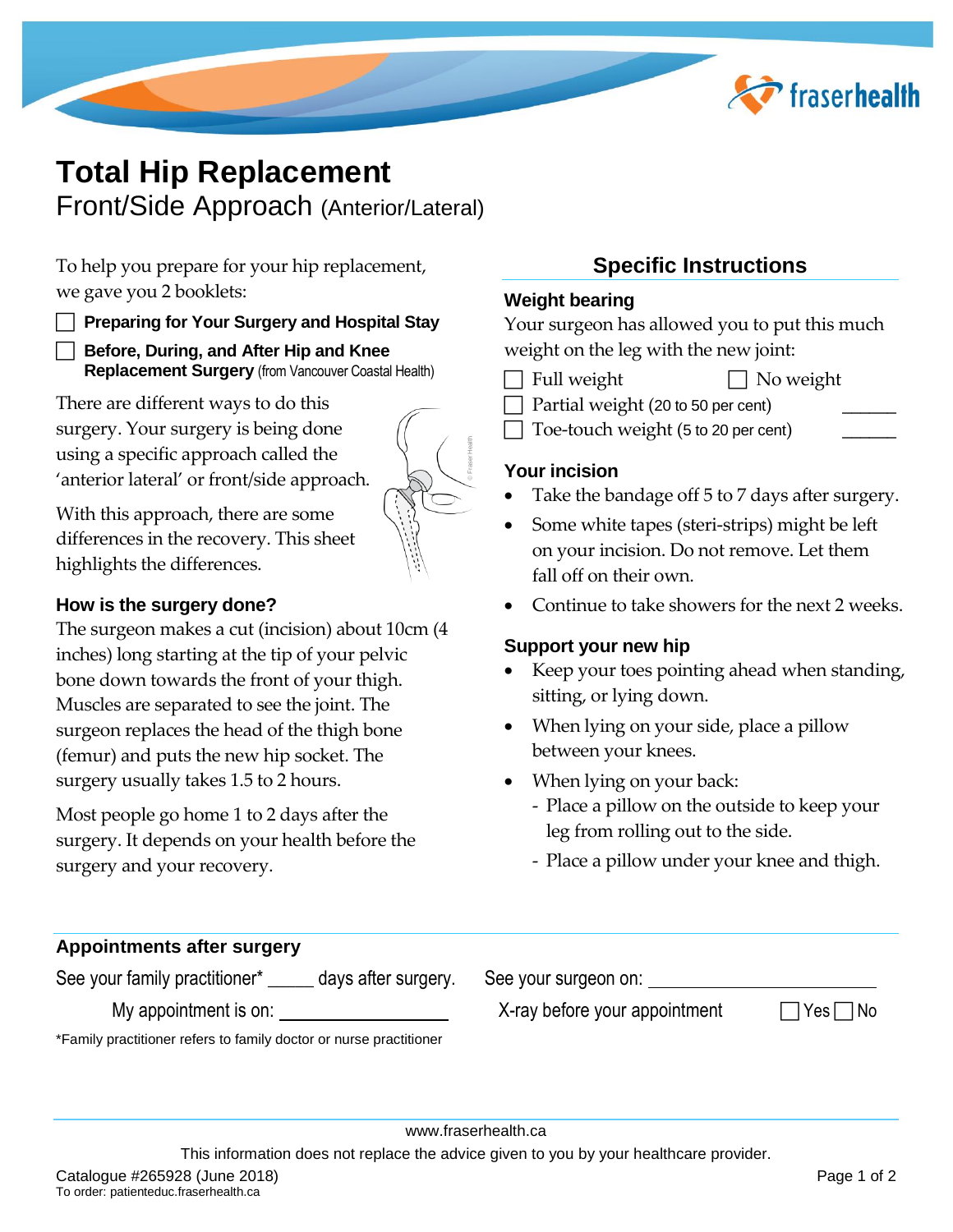# Total Hip Replacement

## Front/Side Approach (Anterior/Lateral)

To help you prepare for your hip replacement, we gave you 2 booklets:

- ☐ **Preparing for Your Surgery and Hospital Stay**
- ☐ **Before, During, and After Hip and Knee Replacement Surgery** (from Vancouver Coastal Health)

There are different ways to do this surgery. Your surgery is being done using a specific approach called the 'anterior lateral' or front/side approach.

With this approach, there are some differences in the recovery. This sheet highlights the differences.

### How is the surgery done?

The surgeon makes a cut (incision) about 10cm (4 inches) long starting at the tip of your pelvic bone down towards the front of your thigh. Muscles are separated to see the joint. The surgeon replaces the head of the thigh bone (femur) and puts the new hip socket. The surgery usually takes 1.5 to 2 hours.

Most people go home 1 to 2 days after the surgery. It depends on your health before the surgery and your recovery.

## Specific Instructions

### Weight bearing

Your surgeon has allowed you to put this much weight on the leg with the new joint:

- ☐ Full weight
- ☐ No weight
- ☐ Partial weight (20 to 50 per cent) ______
- ☐ Toe-touch weight (5 to 20 per cent) ______

### Your incision

- Take the bandage off 5 to 7 days after surgery.
- Some white tapes (steri-strips) might be left on your incision. Do not remove. Let them fall off on their own.
- Continue to take showers for the next 2 weeks.

### Support your new hip

- Keep your toes pointing ahead when standing, sitting, or lying down.
- When lying on your side, place a pillow between your knees.
- When lying on your back:
  - Place a pillow on the outside to keep your leg from rolling out to the side.
  - Place a pillow under your knee and thigh.

### Appointments after surgery

See your family practitioner* _____ days after surgery.

My appointment is on: ____________________

See your surgeon on: ____________________

X-ray before your appointment ☐ Yes ☐ No

*Family practitioner refers to family doctor or nurse practitioner

www.fraserhealth.ca

This information does not replace the advice given to you by your healthcare provider.

Catalogue #265928 (June 2018)
To order: patienteduc.fraserhealth.ca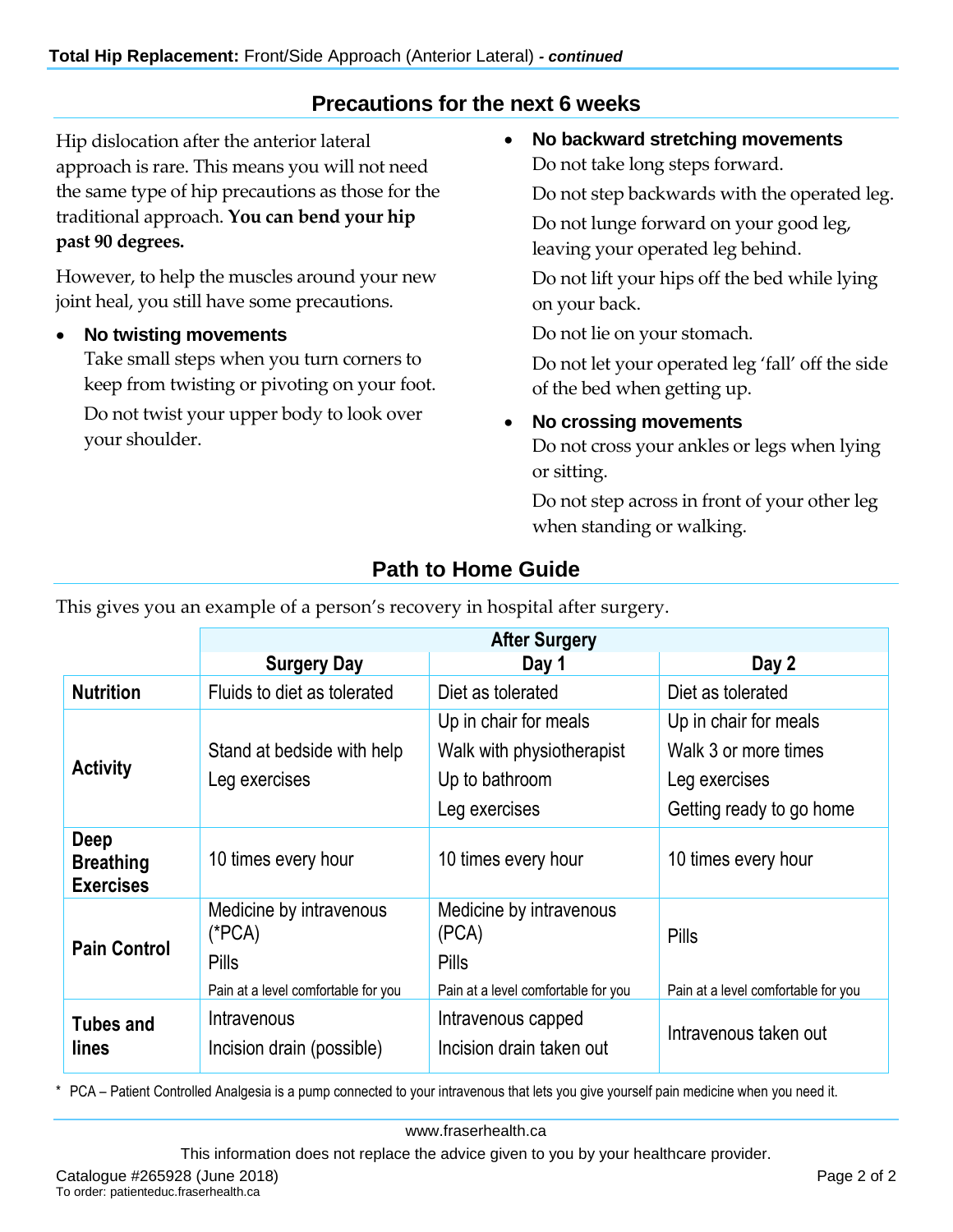## Precautions for the next 6 weeks

Hip dislocation after the anterior lateral approach is rare. This means you will not need the same type of hip precautions as those for the traditional approach. **You can bend your hip past 90 degrees.**

However, to help the muscles around your new joint heal, you still have some precautions.

- **No twisting movements**
  Take small steps when you turn corners to keep from twisting or pivoting on your foot.
  Do not twist your upper body to look over your shoulder.
- **No backward stretching movements**
  Do not take long steps forward.
  Do not step backwards with the operated leg.
  Do not lunge forward on your good leg, leaving your operated leg behind.
  Do not lift your hips off the bed while lying on your back.
  Do not lie on your stomach.
  Do not let your operated leg 'fall' off the side of the bed when getting up.
- **No crossing movements**
  Do not cross your ankles or legs when lying or sitting.
  Do not step across in front of your other leg when standing or walking.

## Path to Home Guide

This gives you an example of a person's recovery in hospital after surgery.

| | After Surgery | | |
|---|---|---|---|
| | **Surgery Day** | **Day 1** | **Day 2** |
| **Nutrition** | Fluids to diet as tolerated | Diet as tolerated | Diet as tolerated |
| **Activity** | Stand at bedside with help<br>Leg exercises | Up in chair for meals<br>Walk with physiotherapist<br>Up to bathroom<br>Leg exercises | Up in chair for meals<br>Walk 3 or more times<br>Leg exercises<br>Getting ready to go home |
| **Deep Breathing Exercises** | 10 times every hour | 10 times every hour | 10 times every hour |
| **Pain Control** | Medicine by intravenous (*PCA)<br>Pills<br>Pain at a level comfortable for you | Medicine by intravenous (PCA)<br>Pills<br>Pain at a level comfortable for you | Pills<br>Pain at a level comfortable for you |
| **Tubes and lines** | Intravenous<br>Incision drain (possible) | Intravenous capped<br>Incision drain taken out | Intravenous taken out |

* PCA – Patient Controlled Analgesia is a pump connected to your intravenous that lets you give yourself pain medicine when you need it.

www.fraserhealth.ca

This information does not replace the advice given to you by your healthcare provider.

Catalogue #265928 (June 2018)
To order: patienteduc.fraserhealth.ca